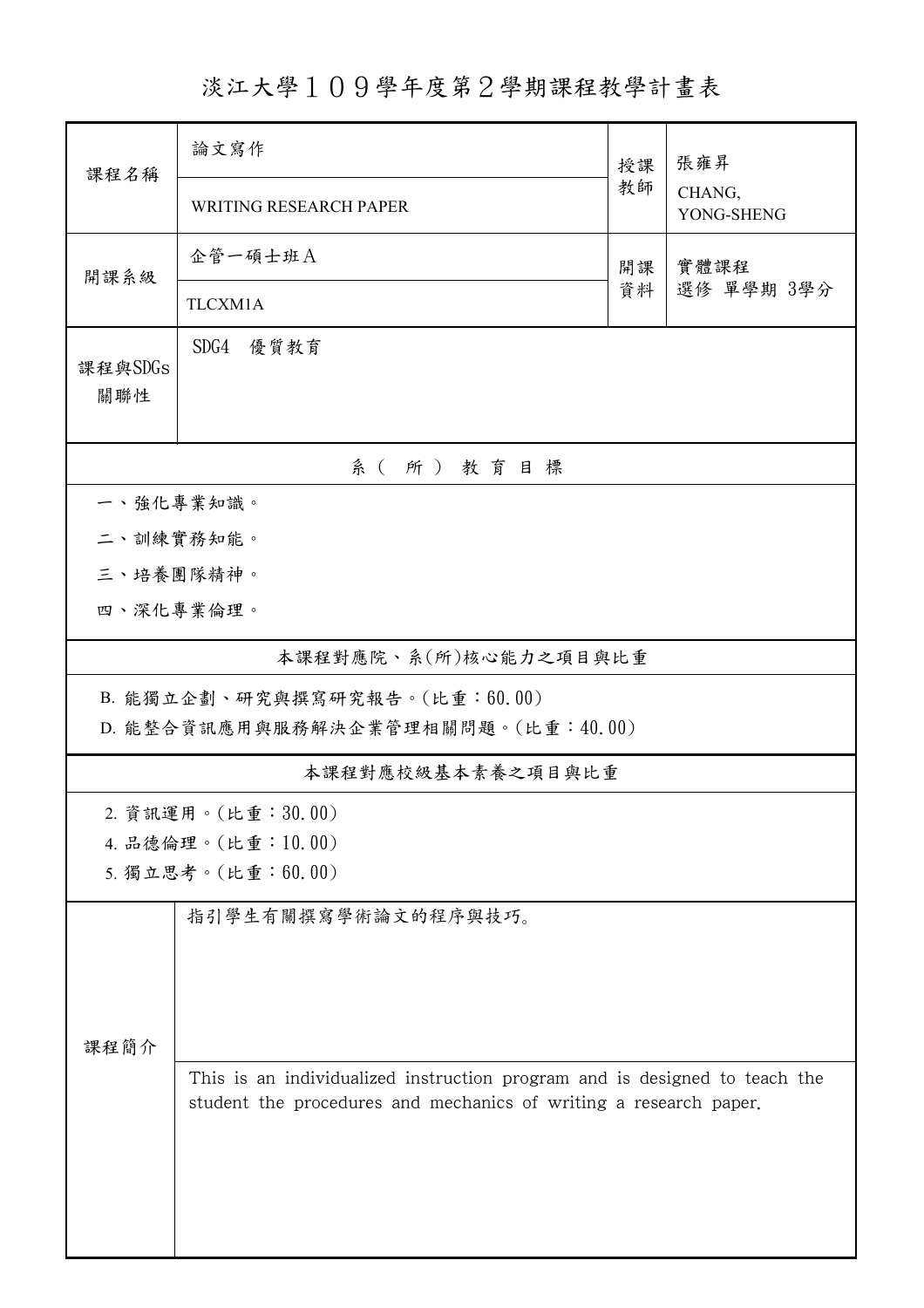# 淡江大學１０９學年度第２學期課程教學計畫表

| 課程名稱 | 論文寫作 | 授課教師 | 張雍昇 |
|---|---|---|---|
| | WRITING RESEARCH PAPER | | CHANG, YONG-SHENG |
| 開課系級 | 企管一碩士班Ａ | 開課資料 | 實體課程<br>選修 單學期 3學分 |
| | TLCXM1A | | |
| 課程與SDGs關聯性 | SDG4 優質教育 | | |

## 系（所）教育目標

一、強化專業知識。

二、訓練實務知能。

三、培養團隊精神。

四、深化專業倫理。

## 本課程對應院、系(所)核心能力之項目與比重

B. 能獨立企劃、研究與撰寫研究報告。(比重：60.00)

D. 能整合資訊應用與服務解決企業管理相關問題。(比重：40.00)

## 本課程對應校級基本素養之項目與比重

2. 資訊運用。(比重：30.00)

4. 品德倫理。(比重：10.00)

5. 獨立思考。(比重：60.00)

## 課程簡介

指引學生有關撰寫學術論文的程序與技巧。

This is an individualized instruction program and is designed to teach the student the procedures and mechanics of writing a research paper.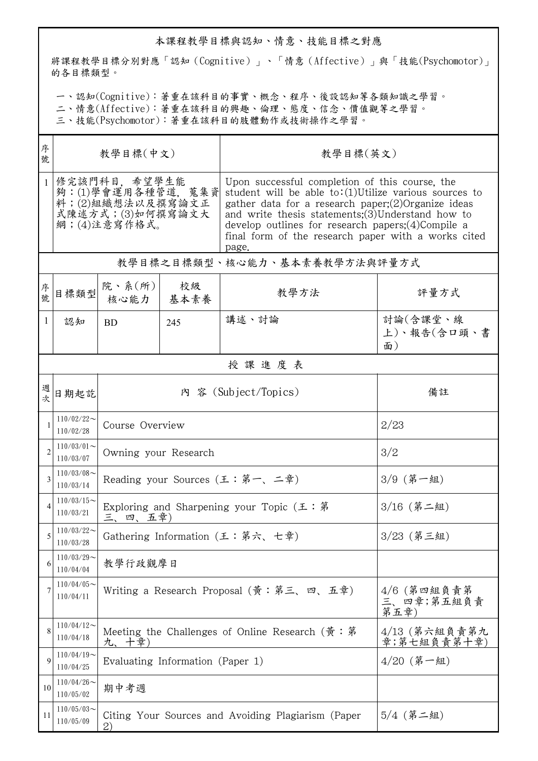## 本課程教學目標與認知、情意、技能目標之對應

將課程教學目標分別對應「認知（Cognitive）」、「情意（Affective）」與「技能(Psychomotor)」的各目標類型。

一、認知(Cognitive)：著重在該科目的事實、概念、程序、後設認知等各類知識之學習。
二、情意(Affective)：著重在該科目的興趣、倫理、態度、信念、價值觀等之學習。
三、技能(Psychomotor)：著重在該科目的肢體動作或技術操作之學習。

| 序號 | 教學目標(中文) | 教學目標(英文) |
|---|---|---|
| 1 | 修完該門科目，希望學生能夠：(1)學會運用各種管道，蒐集資料；(2)組織想法以及撰寫論文正式陳述方式；(3)如何撰寫論文大綱；(4)注意寫作格式。 | Upon successful completion of this course, the student will be able to:(1)Utilize various sources to gather data for a research paper;(2)Organize ideas and write thesis statements;(3)Understand how to develop outlines for research papers;(4)Compile a final form of the research paper with a works cited page. |

## 教學目標之目標類型、核心能力、基本素養教學方法與評量方式

| 序號 | 目標類型 | 院、系(所)核心能力 | 校級基本素養 | 教學方法 | 評量方式 |
|---|---|---|---|---|---|
| 1 | 認知 | BD | 245 | 講述、討論 | 討論(含課堂、線上)、報告(含口頭、書面) |

## 授課進度表

| 週次 | 日期起訖 | 內 容 (Subject/Topics) | 備註 |
|---|---|---|---|
| 1 | 110/02/22～110/02/28 | Course Overview | 2/23 |
| 2 | 110/03/01～110/03/07 | Owning your Research | 3/2 |
| 3 | 110/03/08～110/03/14 | Reading your Sources (王：第一、二章) | 3/9 (第一組) |
| 4 | 110/03/15～110/03/21 | Exploring and Sharpening your Topic (王：第三、四、五章) | 3/16 (第二組) |
| 5 | 110/03/22～110/03/28 | Gathering Information (王：第六、七章) | 3/23 (第三組) |
| 6 | 110/03/29～110/04/04 | 教學行政觀摩日 | |
| 7 | 110/04/05～110/04/11 | Writing a Research Proposal (黃：第三、四、五章) | 4/6 (第四組負責第三、四章;第五組負責第五章) |
| 8 | 110/04/12～110/04/18 | Meeting the Challenges of Online Research (黃：第九、十章) | 4/13 (第六組負責第九章;第七組負責第十章) |
| 9 | 110/04/19～110/04/25 | Evaluating Information (Paper 1) | 4/20 (第一組) |
| 10 | 110/04/26～110/05/02 | 期中考週 | |
| 11 | 110/05/03～110/05/09 | Citing Your Sources and Avoiding Plagiarism (Paper 2) | 5/4 (第二組) |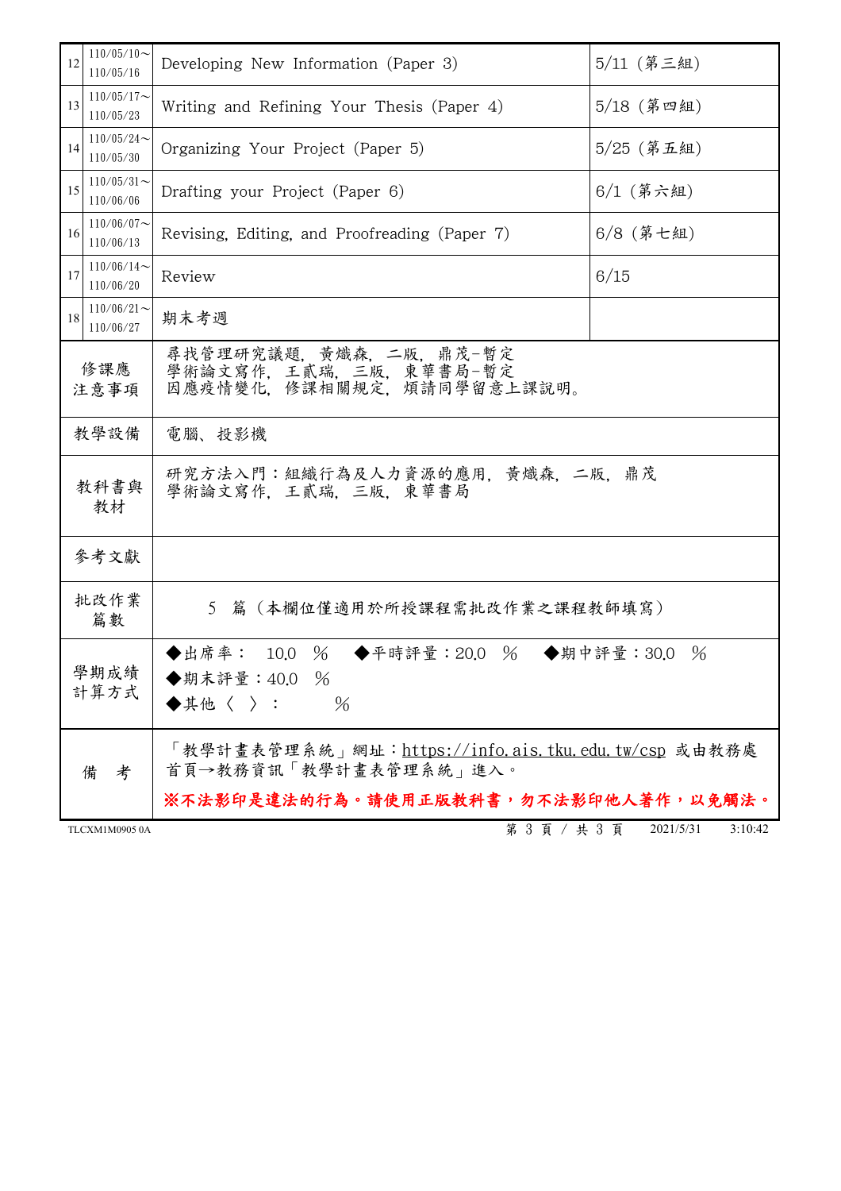| | | | |
|---|---|---|---|
| 12 | 110/05/10～<br>110/05/16 | Developing New Information (Paper 3) | 5/11 (第三組) |
| 13 | 110/05/17～<br>110/05/23 | Writing and Refining Your Thesis (Paper 4) | 5/18 (第四組) |
| 14 | 110/05/24～<br>110/05/30 | Organizing Your Project (Paper 5) | 5/25 (第五組) |
| 15 | 110/05/31～<br>110/06/06 | Drafting your Project (Paper 6) | 6/1 (第六組) |
| 16 | 110/06/07～<br>110/06/13 | Revising, Editing, and Proofreading (Paper 7) | 6/8 (第七組) |
| 17 | 110/06/14～<br>110/06/20 | Review | 6/15 |
| 18 | 110/06/21～<br>110/06/27 | 期末考週 | |

| | |
|---|---|
| 修課應注意事項 | 尋找管理研究議題, 黃熾森, 二版, 鼎茂-暫定<br>學術論文寫作, 王貳瑞, 三版, 東華書局-暫定<br>因應疫情變化, 修課相關規定, 煩請同學留意上課說明。 |
| 教學設備 | 電腦、投影機 |
| 教科書與教材 | 研究方法入門:組織行為及人力資源的應用, 黃熾森, 二版, 鼎茂<br>學術論文寫作, 王貳瑞, 三版, 東華書局 |
| 參考文獻 | |
| 批改作業篇數 | 5 篇(本欄位僅適用於所授課程需批改作業之課程教師填寫) |
| 學期成績計算方式 | ◆出席率: 10.0 % ◆平時評量:20.0 % ◆期中評量:30.0 %<br>◆期末評量:40.0 %<br>◆其他〈 〉: % |
| 備 考 | 「教學計畫表管理系統」網址:https://info.ais.tku.edu.tw/csp 或由教務處首頁→教務資訊「教學計畫表管理系統」進入。<br>**※不法影印是違法的行為。請使用正版教科書,勿不法影印他人著作,以免觸法。** |

TLCXM1M0905 0A 2021/5/31 3:10:42